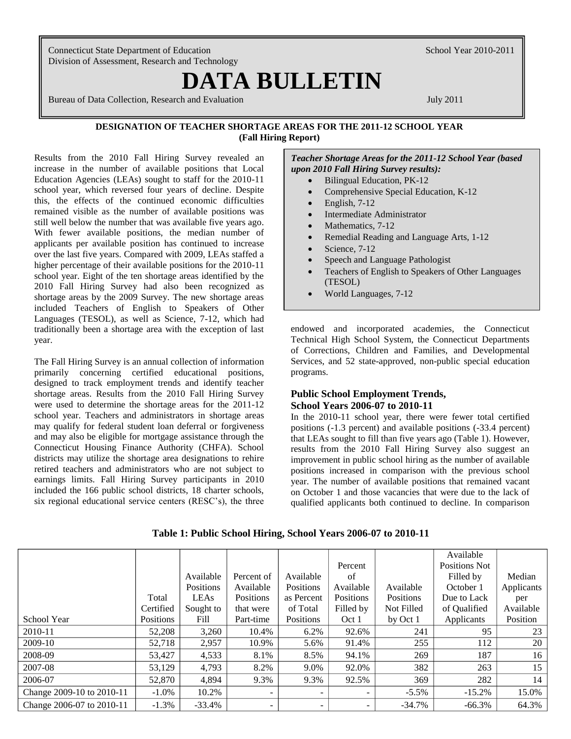Connecticut State Department of Education
Division of Assessment, Research and Technology

School Year 2010-2011

# DATA BULLETIN

Bureau of Data Collection, Research and Evaluation

July 2011

## DESIGNATION OF TEACHER SHORTAGE AREAS FOR THE 2011-12 SCHOOL YEAR (Fall Hiring Report)

Results from the 2010 Fall Hiring Survey revealed an increase in the number of available positions that Local Education Agencies (LEAs) sought to staff for the 2010-11 school year, which reversed four years of decline. Despite this, the effects of the continued economic difficulties remained visible as the number of available positions was still well below the number that was available five years ago. With fewer available positions, the median number of applicants per available position has continued to increase over the last five years. Compared with 2009, LEAs staffed a higher percentage of their available positions for the 2010-11 school year. Eight of the ten shortage areas identified by the 2010 Fall Hiring Survey had also been recognized as shortage areas by the 2009 Survey. The new shortage areas included Teachers of English to Speakers of Other Languages (TESOL), as well as Science, 7-12, which had traditionally been a shortage area with the exception of last year.

***Teacher Shortage Areas for the 2011-12 School Year (based upon 2010 Fall Hiring Survey results):***

- Bilingual Education, PK-12
- Comprehensive Special Education, K-12
- English, 7-12
- Intermediate Administrator
- Mathematics, 7-12
- Remedial Reading and Language Arts, 1-12
- Science, 7-12
- Speech and Language Pathologist
- Teachers of English to Speakers of Other Languages (TESOL)
- World Languages, 7-12

The Fall Hiring Survey is an annual collection of information primarily concerning certified educational positions, designed to track employment trends and identify teacher shortage areas. Results from the 2010 Fall Hiring Survey were used to determine the shortage areas for the 2011-12 school year. Teachers and administrators in shortage areas may qualify for federal student loan deferral or forgiveness and may also be eligible for mortgage assistance through the Connecticut Housing Finance Authority (CHFA). School districts may utilize the shortage area designations to rehire retired teachers and administrators who are not subject to earnings limits. Fall Hiring Survey participants in 2010 included the 166 public school districts, 18 charter schools, six regional educational service centers (RESC's), the three endowed and incorporated academies, the Connecticut Technical High School System, the Connecticut Departments of Corrections, Children and Families, and Developmental Services, and 52 state-approved, non-public special education programs.

### Public School Employment Trends, School Years 2006-07 to 2010-11

In the 2010-11 school year, there were fewer total certified positions (-1.3 percent) and available positions (-33.4 percent) that LEAs sought to fill than five years ago (Table 1). However, results from the 2010 Fall Hiring Survey also suggest an improvement in public school hiring as the number of available positions increased in comparison with the previous school year. The number of available positions that remained vacant on October 1 and those vacancies that were due to the lack of qualified applicants both continued to decline. In comparison

**Table 1: Public School Hiring, School Years 2006-07 to 2010-11**

| School Year | Total Certified Positions | Available Positions LEAs Sought to Fill | Percent of Available Positions that were Part-time | Available Positions as Percent of Total Positions | Percent of Available Positions Filled by Oct 1 | Available Positions Not Filled by Oct 1 | Available Positions Not Filled by October 1 Due to Lack of Qualified Applicants | Median Applicants per Available Position |
|---|---|---|---|---|---|---|---|---|
| 2010-11 | 52,208 | 3,260 | 10.4% | 6.2% | 92.6% | 241 | 95 | 23 |
| 2009-10 | 52,718 | 2,957 | 10.9% | 5.6% | 91.4% | 255 | 112 | 20 |
| 2008-09 | 53,427 | 4,533 | 8.1% | 8.5% | 94.1% | 269 | 187 | 16 |
| 2007-08 | 53,129 | 4,793 | 8.2% | 9.0% | 92.0% | 382 | 263 | 15 |
| 2006-07 | 52,870 | 4,894 | 9.3% | 9.3% | 92.5% | 369 | 282 | 14 |
| Change 2009-10 to 2010-11 | -1.0% | 10.2% | - | - | - | -5.5% | -15.2% | 15.0% |
| Change 2006-07 to 2010-11 | -1.3% | -33.4% | - | - | - | -34.7% | -66.3% | 64.3% |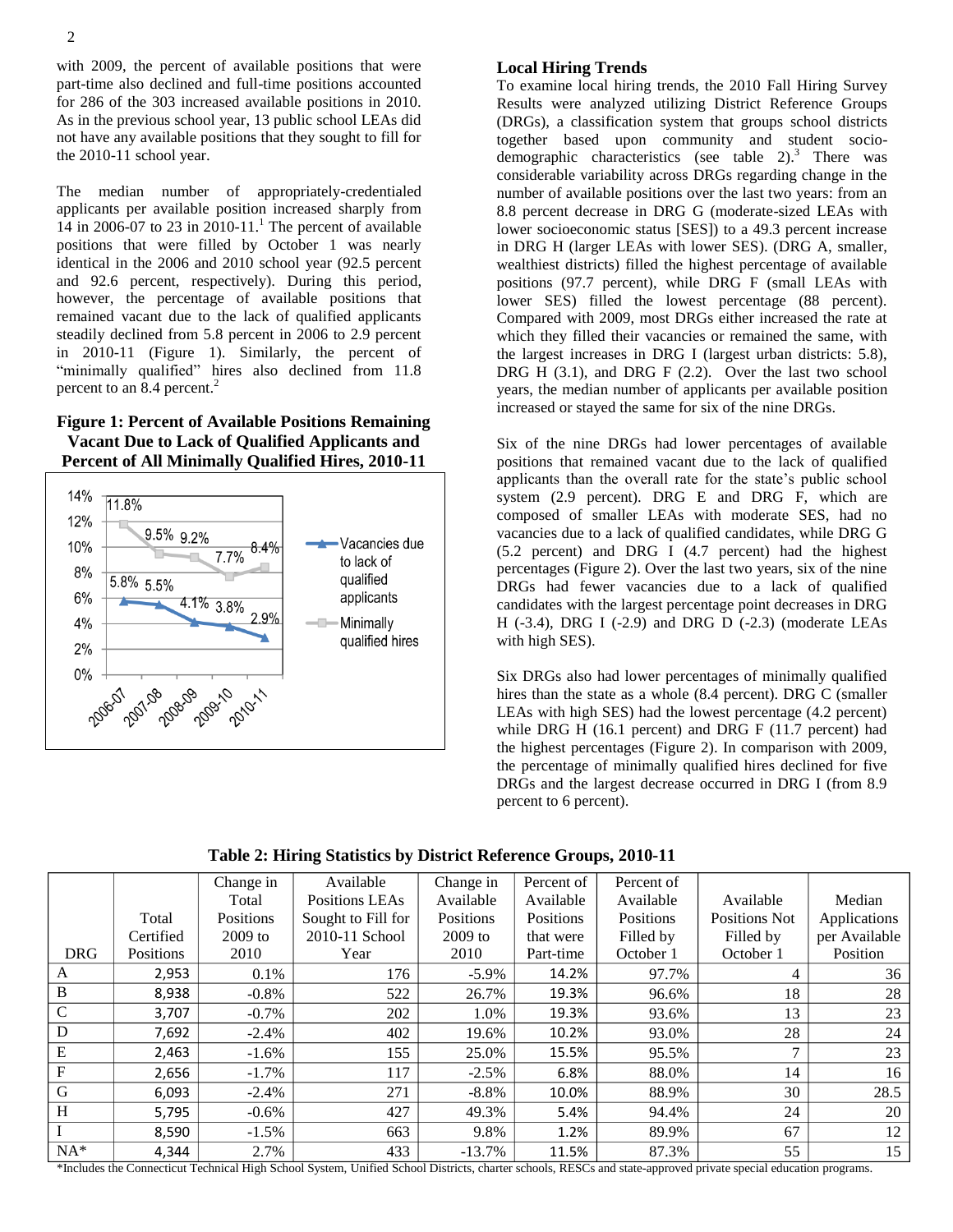with 2009, the percent of available positions that were part-time also declined and full-time positions accounted for 286 of the 303 increased available positions in 2010. As in the previous school year, 13 public school LEAs did not have any available positions that they sought to fill for the 2010-11 school year.

The median number of appropriately-credentialed applicants per available position increased sharply from 14 in 2006-07 to 23 in 2010-11.[1] The percent of available positions that were filled by October 1 was nearly identical in the 2006 and 2010 school year (92.5 percent and 92.6 percent, respectively). During this period, however, the percentage of available positions that remained vacant due to the lack of qualified applicants steadily declined from 5.8 percent in 2006 to 2.9 percent in 2010-11 (Figure 1). Similarly, the percent of "minimally qualified" hires also declined from 11.8 percent to an 8.4 percent.[2]

**Figure 1: Percent of Available Positions Remaining Vacant Due to Lack of Qualified Applicants and Percent of All Minimally Qualified Hires, 2010-11**

| Year | Vacancies due to lack of qualified applicants | Minimally qualified hires |
|---|---|---|
| 2006-07 | 5.8% | 11.8% |
| 2007-08 | 5.5% | 9.5% |
| 2008-09 | 4.1% | 9.2% |
| 2009-10 | 3.8% | 7.7% |
| 2010-11 | 2.9% | 8.4% |

## Local Hiring Trends

To examine local hiring trends, the 2010 Fall Hiring Survey Results were analyzed utilizing District Reference Groups (DRGs), a classification system that groups school districts together based upon community and student socio-demographic characteristics (see table 2).[3] There was considerable variability across DRGs regarding change in the number of available positions over the last two years: from an 8.8 percent decrease in DRG G (moderate-sized LEAs with lower socioeconomic status [SES]) to a 49.3 percent increase in DRG H (larger LEAs with lower SES). (DRG A, smaller, wealthiest districts) filled the highest percentage of available positions (97.7 percent), while DRG F (small LEAs with lower SES) filled the lowest percentage (88 percent). Compared with 2009, most DRGs either increased the rate at which they filled their vacancies or remained the same, with the largest increases in DRG I (largest urban districts: 5.8), DRG H (3.1), and DRG F (2.2). Over the last two school years, the median number of applicants per available position increased or stayed the same for six of the nine DRGs.

Six of the nine DRGs had lower percentages of available positions that remained vacant due to the lack of qualified applicants than the overall rate for the state's public school system (2.9 percent). DRG E and DRG F, which are composed of smaller LEAs with moderate SES, had no vacancies due to a lack of qualified candidates, while DRG G (5.2 percent) and DRG I (4.7 percent) had the highest percentages (Figure 2). Over the last two years, six of the nine DRGs had fewer vacancies due to a lack of qualified candidates with the largest percentage point decreases in DRG H (-3.4), DRG I (-2.9) and DRG D (-2.3) (moderate LEAs with high SES).

Six DRGs also had lower percentages of minimally qualified hires than the state as a whole (8.4 percent). DRG C (smaller LEAs with high SES) had the lowest percentage (4.2 percent) while DRG H (16.1 percent) and DRG F (11.7 percent) had the highest percentages (Figure 2). In comparison with 2009, the percentage of minimally qualified hires declined for five DRGs and the largest decrease occurred in DRG I (from 8.9 percent to 6 percent).

**Table 2: Hiring Statistics by District Reference Groups, 2010-11**

| DRG | Total Certified Positions | Change in Total Positions 2009 to 2010 | Available Positions LEAs Sought to Fill for 2010-11 School Year | Change in Available Positions 2009 to 2010 | Percent of Available Positions that were Part-time | Percent of Available Positions Filled by October 1 | Available Positions Not Filled by October 1 | Median Applications per Available Position |
|---|---|---|---|---|---|---|---|---|
| A | 2,953 | 0.1% | 176 | -5.9% | 14.2% | 97.7% | 4 | 36 |
| B | 8,938 | -0.8% | 522 | 26.7% | 19.3% | 96.6% | 18 | 28 |
| C | 3,707 | -0.7% | 202 | 1.0% | 19.3% | 93.6% | 13 | 23 |
| D | 7,692 | -2.4% | 402 | 19.6% | 10.2% | 93.0% | 28 | 24 |
| E | 2,463 | -1.6% | 155 | 25.0% | 15.5% | 95.5% | 7 | 23 |
| F | 2,656 | -1.7% | 117 | -2.5% | 6.8% | 88.0% | 14 | 16 |
| G | 6,093 | -2.4% | 271 | -8.8% | 10.0% | 88.9% | 30 | 28.5 |
| H | 5,795 | -0.6% | 427 | 49.3% | 5.4% | 94.4% | 24 | 20 |
| I | 8,590 | -1.5% | 663 | 9.8% | 1.2% | 89.9% | 67 | 12 |
| NA* | 4,344 | 2.7% | 433 | -13.7% | 11.5% | 87.3% | 55 | 15 |

*Includes the Connecticut Technical High School System, Unified School Districts, charter schools, RESCs and state-approved private special education programs.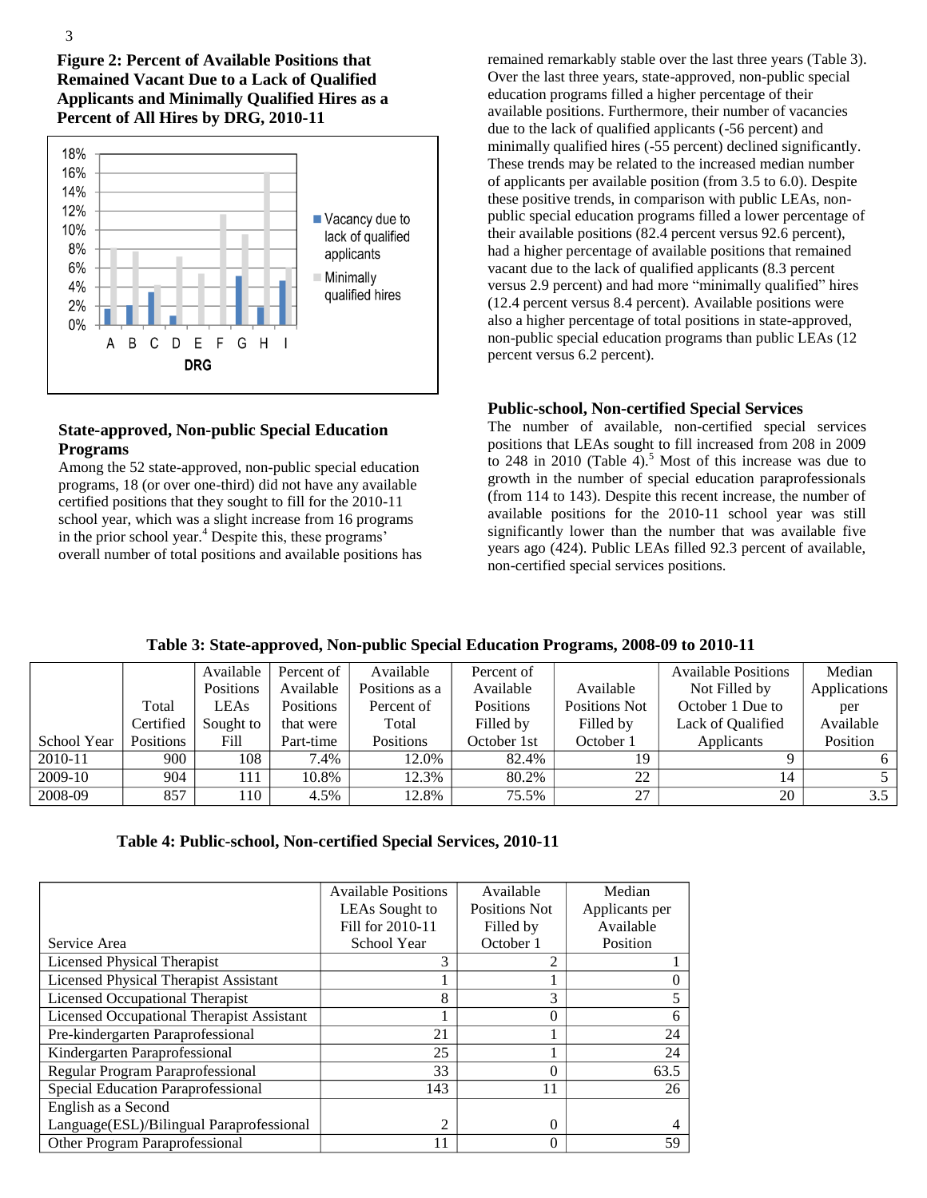**Figure 2: Percent of Available Positions that Remained Vacant Due to a Lack of Qualified Applicants and Minimally Qualified Hires as a Percent of All Hires by DRG, 2010-11**

### State-approved, Non-public Special Education Programs

Among the 52 state-approved, non-public special education programs, 18 (or over one-third) did not have any available certified positions that they sought to fill for the 2010-11 school year, which was a slight increase from 16 programs in the prior school year.[4] Despite this, these programs' overall number of total positions and available positions has remained remarkably stable over the last three years (Table 3). Over the last three years, state-approved, non-public special education programs filled a higher percentage of their available positions. Furthermore, their number of vacancies due to the lack of qualified applicants (-56 percent) and minimally qualified hires (-55 percent) declined significantly. These trends may be related to the increased median number of applicants per available position (from 3.5 to 6.0). Despite these positive trends, in comparison with public LEAs, non-public special education programs filled a lower percentage of their available positions (82.4 percent versus 92.6 percent), had a higher percentage of available positions that remained vacant due to the lack of qualified applicants (8.3 percent versus 2.9 percent) and had more "minimally qualified" hires (12.4 percent versus 8.4 percent). Available positions were also a higher percentage of total positions in state-approved, non-public special education programs than public LEAs (12 percent versus 6.2 percent).

### Public-school, Non-certified Special Services

The number of available, non-certified special services positions that LEAs sought to fill increased from 208 in 2009 to 248 in 2010 (Table 4).[5] Most of this increase was due to growth in the number of special education paraprofessionals (from 114 to 143). Despite this recent increase, the number of available positions for the 2010-11 school year was still significantly lower than the number that was available five years ago (424). Public LEAs filled 92.3 percent of available, non-certified special services positions.

**Table 3: State-approved, Non-public Special Education Programs, 2008-09 to 2010-11**

| School Year | Total Certified Positions | Available Positions LEAs Sought to Fill | Percent of Available Positions that were Part-time | Available Positions as a Percent of Total Positions | Percent of Available Positions Filled by October 1st | Available Positions Not Filled by October 1 | Available Positions Not Filled by October 1 Due to Lack of Qualified Applicants | Median Applications per Available Position |
|---|---|---|---|---|---|---|---|---|
| 2010-11 | 900 | 108 | 7.4% | 12.0% | 82.4% | 19 | 9 | 6 |
| 2009-10 | 904 | 111 | 10.8% | 12.3% | 80.2% | 22 | 14 | 5 |
| 2008-09 | 857 | 110 | 4.5% | 12.8% | 75.5% | 27 | 20 | 3.5 |

**Table 4: Public-school, Non-certified Special Services, 2010-11**

| Service Area | Available Positions LEAs Sought to Fill for 2010-11 School Year | Available Positions Not Filled by October 1 | Median Applicants per Available Position |
|---|---|---|---|
| Licensed Physical Therapist | 3 | 2 | 1 |
| Licensed Physical Therapist Assistant | 1 | 1 | 0 |
| Licensed Occupational Therapist | 8 | 3 | 5 |
| Licensed Occupational Therapist Assistant | 1 | 0 | 6 |
| Pre-kindergarten Paraprofessional | 21 | 1 | 24 |
| Kindergarten Paraprofessional | 25 | 1 | 24 |
| Regular Program Paraprofessional | 33 | 0 | 63.5 |
| Special Education Paraprofessional | 143 | 11 | 26 |
| English as a Second Language(ESL)/Bilingual Paraprofessional | 2 | 0 | 4 |
| Other Program Paraprofessional | 11 | 0 | 59 |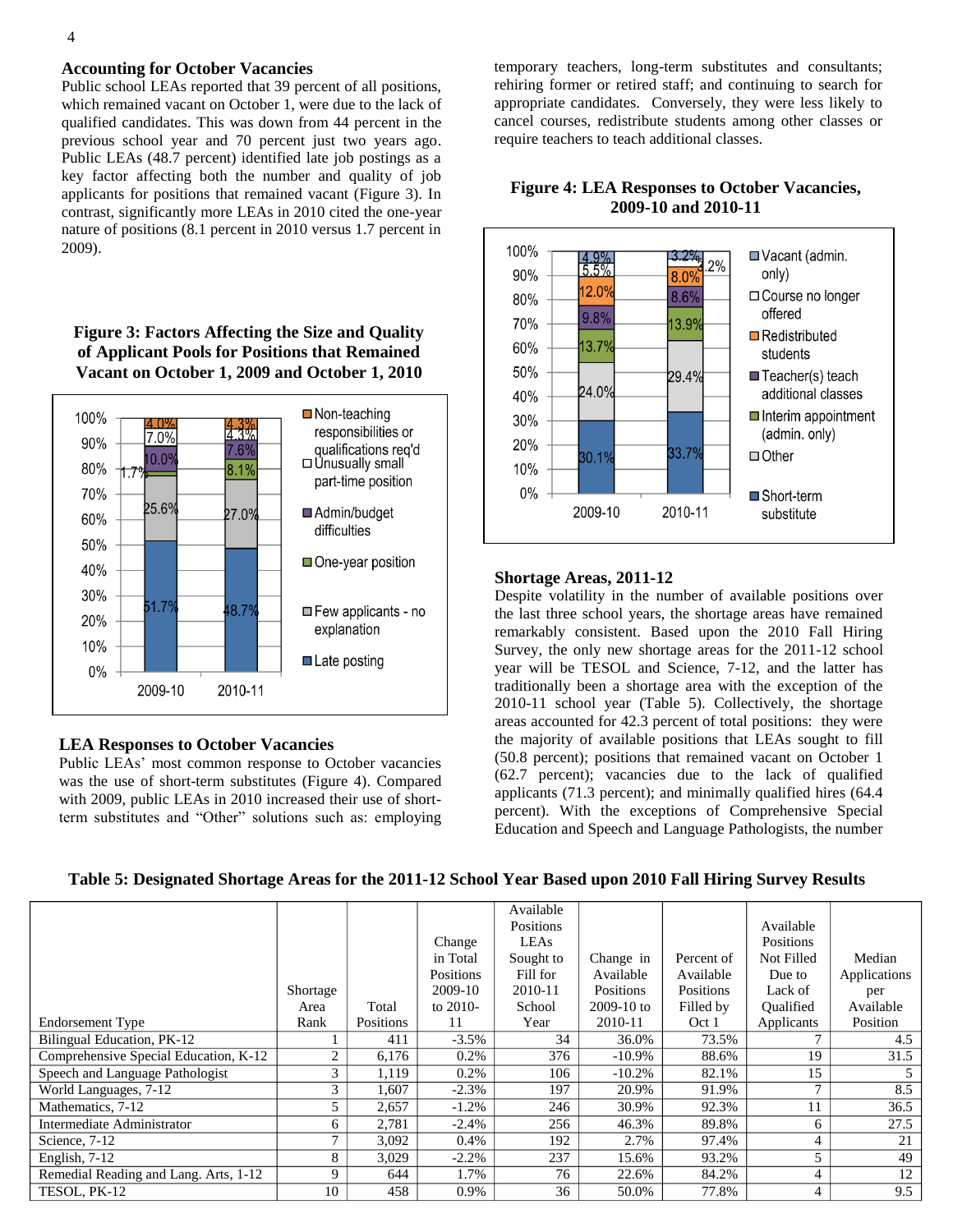### Accounting for October Vacancies

Public school LEAs reported that 39 percent of all positions, which remained vacant on October 1, were due to the lack of qualified candidates. This was down from 44 percent in the previous school year and 70 percent just two years ago. Public LEAs (48.7 percent) identified late job postings as a key factor affecting both the number and quality of job applicants for positions that remained vacant (Figure 3). In contrast, significantly more LEAs in 2010 cited the one-year nature of positions (8.1 percent in 2010 versus 1.7 percent in 2009).

**Figure 3: Factors Affecting the Size and Quality of Applicant Pools for Positions that Remained Vacant on October 1, 2009 and October 1, 2010**

| | 2009-10 | 2010-11 |
|---|---|---|
| Late posting | 51.7% | 48.7% |
| Few applicants - no explanation | 25.6% | 27.0% |
| One-year position | 1.7% | 8.1% |
| Admin/budget difficulties | 10.0% | 7.6% |
| Unusually small part-time position | 7.0% | 4.3% |
| Non-teaching responsibilities or qualifications req'd | 4.0% | 4.3% |

### LEA Responses to October Vacancies

Public LEAs' most common response to October vacancies was the use of short-term substitutes (Figure 4). Compared with 2009, public LEAs in 2010 increased their use of short-term substitutes and "Other" solutions such as: employing temporary teachers, long-term substitutes and consultants; rehiring former or retired staff; and continuing to search for appropriate candidates. Conversely, they were less likely to cancel courses, redistribute students among other classes or require teachers to teach additional classes.

**Figure 4: LEA Responses to October Vacancies, 2009-10 and 2010-11**

| | 2009-10 | 2010-11 |
|---|---|---|
| Short-term substitute | 30.1% | 33.7% |
| Other | 24.0% | 29.4% |
| Interim appointment (admin. only) | 13.7% | 13.9% |
| Teacher(s) teach additional classes | 9.8% | 8.6% |
| Redistributed students | 12.0% | 8.0% |
| Course no longer offered | 5.5% | 3.2% |
| Vacant (admin. only) | 4.9% | 3.2% |

### Shortage Areas, 2011-12

Despite volatility in the number of available positions over the last three school years, the shortage areas have remained remarkably consistent. Based upon the 2010 Fall Hiring Survey, the only new shortage areas for the 2011-12 school year will be TESOL and Science, 7-12, and the latter has traditionally been a shortage area with the exception of the 2010-11 school year (Table 5). Collectively, the shortage areas accounted for 42.3 percent of total positions: they were the majority of available positions that LEAs sought to fill (50.8 percent); positions that remained vacant on October 1 (62.7 percent); vacancies due to the lack of qualified applicants (71.3 percent); and minimally qualified hires (64.4 percent). With the exceptions of Comprehensive Special Education and Speech and Language Pathologists, the number

**Table 5: Designated Shortage Areas for the 2011-12 School Year Based upon 2010 Fall Hiring Survey Results**

| Endorsement Type | Shortage Area Rank | Total Positions | Change in Total Positions 2009-10 to 2010-11 | Available Positions LEAs Sought to Fill for 2010-11 School Year | Change in Available Positions 2009-10 to 2010-11 | Percent of Available Positions Filled by Oct 1 | Available Positions Not Filled Due to Lack of Qualified Applicants | Median Applications per Available Position |
|---|---|---|---|---|---|---|---|---|
| Bilingual Education, PK-12 | 1 | 411 | -3.5% | 34 | 36.0% | 73.5% | 7 | 4.5 |
| Comprehensive Special Education, K-12 | 2 | 6,176 | 0.2% | 376 | -10.9% | 88.6% | 19 | 31.5 |
| Speech and Language Pathologist | 3 | 1,119 | 0.2% | 106 | -10.2% | 82.1% | 15 | 5 |
| World Languages, 7-12 | 3 | 1,607 | -2.3% | 197 | 20.9% | 91.9% | 7 | 8.5 |
| Mathematics, 7-12 | 5 | 2,657 | -1.2% | 246 | 30.9% | 92.3% | 11 | 36.5 |
| Intermediate Administrator | 6 | 2,781 | -2.4% | 256 | 46.3% | 89.8% | 6 | 27.5 |
| Science, 7-12 | 7 | 3,092 | 0.4% | 192 | 2.7% | 97.4% | 4 | 21 |
| English, 7-12 | 8 | 3,029 | -2.2% | 237 | 15.6% | 93.2% | 5 | 49 |
| Remedial Reading and Lang. Arts, 1-12 | 9 | 644 | 1.7% | 76 | 22.6% | 84.2% | 4 | 12 |
| TESOL, PK-12 | 10 | 458 | 0.9% | 36 | 50.0% | 77.8% | 4 | 9.5 |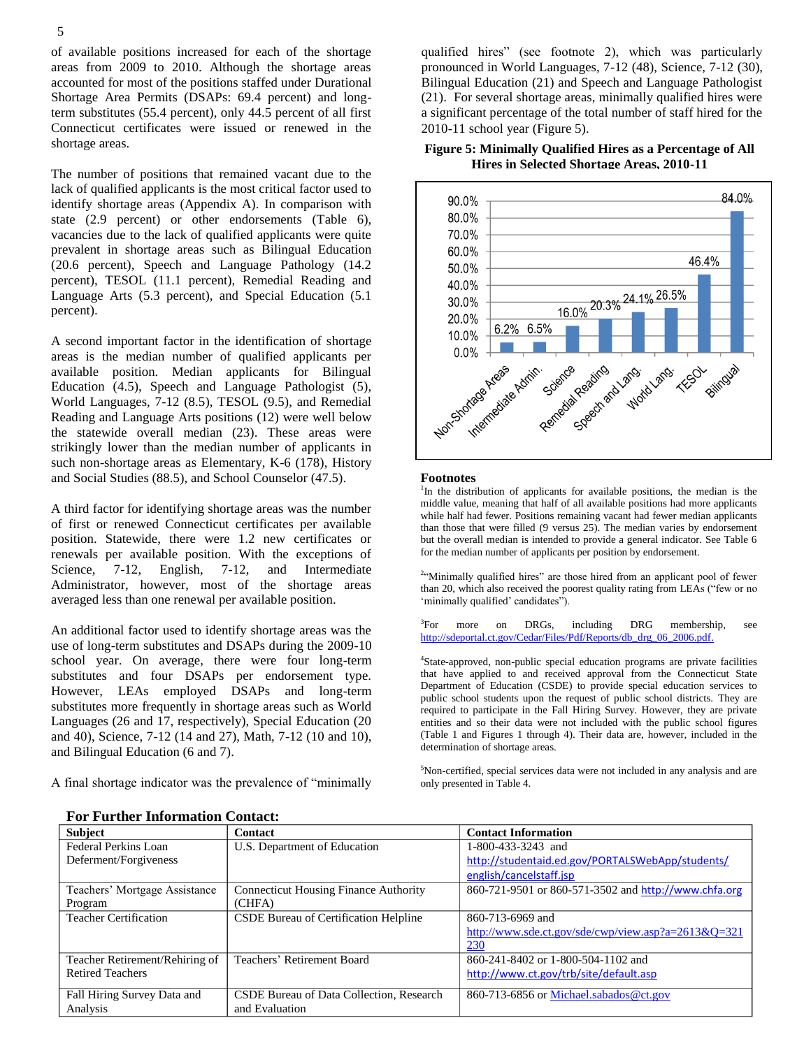of available positions increased for each of the shortage areas from 2009 to 2010. Although the shortage areas accounted for most of the positions staffed under Durational Shortage Area Permits (DSAPs: 69.4 percent) and long-term substitutes (55.4 percent), only 44.5 percent of all first Connecticut certificates were issued or renewed in the shortage areas.

The number of positions that remained vacant due to the lack of qualified applicants is the most critical factor used to identify shortage areas (Appendix A). In comparison with state (2.9 percent) or other endorsements (Table 6), vacancies due to the lack of qualified applicants were quite prevalent in shortage areas such as Bilingual Education (20.6 percent), Speech and Language Pathology (14.2 percent), TESOL (11.1 percent), Remedial Reading and Language Arts (5.3 percent), and Special Education (5.1 percent).

A second important factor in the identification of shortage areas is the median number of qualified applicants per available position. Median applicants for Bilingual Education (4.5), Speech and Language Pathologist (5), World Languages, 7-12 (8.5), TESOL (9.5), and Remedial Reading and Language Arts positions (12) were well below the statewide overall median (23). These areas were strikingly lower than the median number of applicants in such non-shortage areas as Elementary, K-6 (178), History and Social Studies (88.5), and School Counselor (47.5).

A third factor for identifying shortage areas was the number of first or renewed Connecticut certificates per available position. Statewide, there were 1.2 new certificates or renewals per available position. With the exceptions of Science, 7-12, English, 7-12, and Intermediate Administrator, however, most of the shortage areas averaged less than one renewal per available position.

An additional factor used to identify shortage areas was the use of long-term substitutes and DSAPs during the 2009-10 school year. On average, there were four long-term substitutes and four DSAPs per endorsement type. However, LEAs employed DSAPs and long-term substitutes more frequently in shortage areas such as World Languages (26 and 17, respectively), Special Education (20 and 40), Science, 7-12 (14 and 27), Math, 7-12 (10 and 10), and Bilingual Education (6 and 7).

A final shortage indicator was the prevalence of "minimally qualified hires" (see footnote 2), which was particularly pronounced in World Languages, 7-12 (48), Science, 7-12 (30), Bilingual Education (21) and Speech and Language Pathologist (21). For several shortage areas, minimally qualified hires were a significant percentage of the total number of staff hired for the 2010-11 school year (Figure 5).

**Figure 5: Minimally Qualified Hires as a Percentage of All Hires in Selected Shortage Areas, 2010-11**

| Area | Percentage |
|---|---|
| Non-Shortage Areas | 6.2% |
| Intermediate Admin. | 6.5% |
| Science | 16.0% |
| Remedial Reading | 20.3% |
| Speech and Lang. | 24.1% |
| World Lang. | 26.5% |
| TESOL | 46.4% |
| Bilingual | 84.0% |

**Footnotes**

[1]In the distribution of applicants for available positions, the median is the middle value, meaning that half of all available positions had more applicants while half had fewer. Positions remaining vacant had fewer median applicants than those that were filled (9 versus 25). The median varies by endorsement but the overall median is intended to provide a general indicator. See Table 6 for the median number of applicants per position by endorsement.

[2]"Minimally qualified hires" are those hired from an applicant pool of fewer than 20, which also received the poorest quality rating from LEAs ("few or no 'minimally qualified' candidates").

[3]For more on DRGs, including DRG membership, see http://sdeportal.ct.gov/Cedar/Files/Pdf/Reports/db_drg_06_2006.pdf.

[4]State-approved, non-public special education programs are private facilities that have applied to and received approval from the Connecticut State Department of Education (CSDE) to provide special education services to public school students upon the request of public school districts. They are required to participate in the Fall Hiring Survey. However, they are private entities and so their data were not included with the public school figures (Table 1 and Figures 1 through 4). Their data are, however, included in the determination of shortage areas.

[5]Non-certified, special services data were not included in any analysis and are only presented in Table 4.

## For Further Information Contact:

| Subject | Contact | Contact Information |
|---|---|---|
| Federal Perkins Loan Deferment/Forgiveness | U.S. Department of Education | 1-800-433-3243 and http://studentaid.ed.gov/PORTALSWebApp/students/english/cancelstaff.jsp |
| Teachers' Mortgage Assistance Program | Connecticut Housing Finance Authority (CHFA) | 860-721-9501 or 860-571-3502 and http://www.chfa.org |
| Teacher Certification | CSDE Bureau of Certification Helpline | 860-713-6969 and http://www.sde.ct.gov/sde/cwp/view.asp?a=2613&Q=321230 |
| Teacher Retirement/Rehiring of Retired Teachers | Teachers' Retirement Board | 860-241-8402 or 1-800-504-1102 and http://www.ct.gov/trb/site/default.asp |
| Fall Hiring Survey Data and Analysis | CSDE Bureau of Data Collection, Research and Evaluation | 860-713-6856 or Michael.sabados@ct.gov |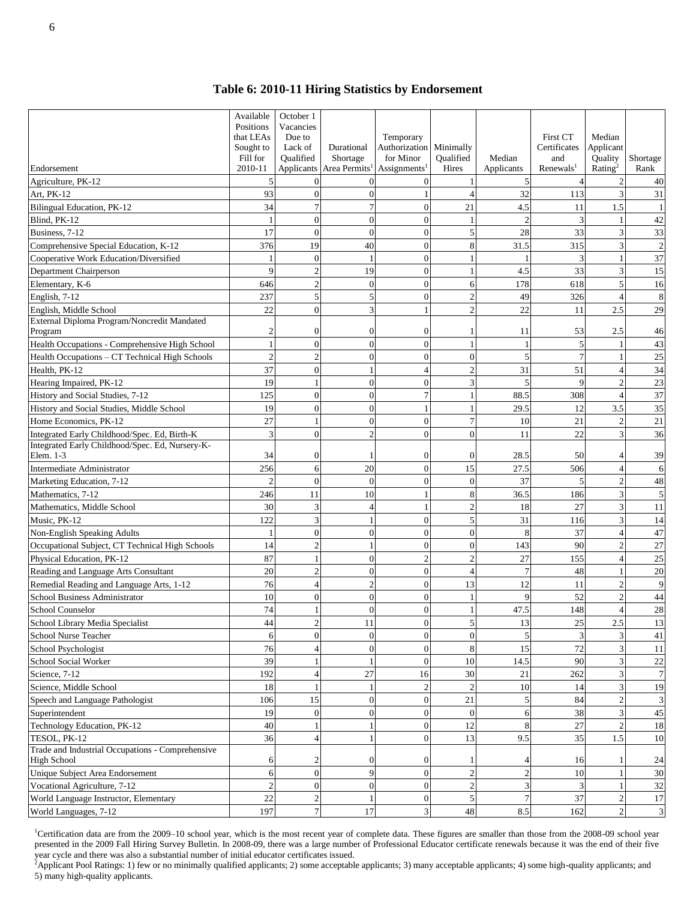## Table 6: 2010-11 Hiring Statistics by Endorsement

| Endorsement | Available Positions that LEAs Sought to Fill for 2010-11 | October 1 Vacancies Due to Lack of Qualified Applicants | Durational Shortage Area Permits[1] | Temporary Authorization for Minor Assignments[1] | Minimally Qualified Hires | Median Applicants | First CT Certificates and Renewals[1] | Median Applicant Quality Rating[2] | Shortage Rank |
|---|---|---|---|---|---|---|---|---|---|
| Agriculture, PK-12 | 5 | 0 | 0 | 0 | 1 | 5 | 4 | 2 | 40 |
| Art, PK-12 | 93 | 0 | 0 | 1 | 4 | 32 | 113 | 3 | 31 |
| Bilingual Education, PK-12 | 34 | 7 | 7 | 0 | 21 | 4.5 | 11 | 1.5 | 1 |
| Blind, PK-12 | 1 | 0 | 0 | 0 | 1 | 2 | 3 | 1 | 42 |
| Business, 7-12 | 17 | 0 | 0 | 0 | 5 | 28 | 33 | 3 | 33 |
| Comprehensive Special Education, K-12 | 376 | 19 | 40 | 0 | 8 | 31.5 | 315 | 3 | 2 |
| Cooperative Work Education/Diversified | 1 | 0 | 1 | 0 | 1 | 1 | 3 | 1 | 37 |
| Department Chairperson | 9 | 2 | 19 | 0 | 1 | 4.5 | 33 | 3 | 15 |
| Elementary, K-6 | 646 | 2 | 0 | 0 | 6 | 178 | 618 | 5 | 16 |
| English, 7-12 | 237 | 5 | 5 | 0 | 2 | 49 | 326 | 4 | 8 |
| English, Middle School | 22 | 0 | 3 | 1 | 2 | 22 | 11 | 2.5 | 29 |
| External Diploma Program/Noncredit Mandated Program | 2 | 0 | 0 | 0 | 1 | 11 | 53 | 2.5 | 46 |
| Health Occupations - Comprehensive High School | 1 | 0 | 0 | 0 | 1 | 1 | 5 | 1 | 43 |
| Health Occupations – CT Technical High Schools | 2 | 2 | 0 | 0 | 0 | 5 | 7 | 1 | 25 |
| Health, PK-12 | 37 | 0 | 1 | 4 | 2 | 31 | 51 | 4 | 34 |
| Hearing Impaired, PK-12 | 19 | 1 | 0 | 0 | 3 | 5 | 9 | 2 | 23 |
| History and Social Studies, 7-12 | 125 | 0 | 0 | 7 | 1 | 88.5 | 308 | 4 | 37 |
| History and Social Studies, Middle School | 19 | 0 | 0 | 1 | 1 | 29.5 | 12 | 3.5 | 35 |
| Home Economics, PK-12 | 27 | 1 | 0 | 0 | 7 | 10 | 21 | 2 | 21 |
| Integrated Early Childhood/Spec. Ed, Birth-K | 3 | 0 | 2 | 0 | 0 | 11 | 22 | 3 | 36 |
| Integrated Early Childhood/Spec. Ed, Nursery-K-Elem. 1-3 | 34 | 0 | 1 | 0 | 0 | 28.5 | 50 | 4 | 39 |
| Intermediate Administrator | 256 | 6 | 20 | 0 | 15 | 27.5 | 506 | 4 | 6 |
| Marketing Education, 7-12 | 2 | 0 | 0 | 0 | 0 | 37 | 5 | 2 | 48 |
| Mathematics, 7-12 | 246 | 11 | 10 | 1 | 8 | 36.5 | 186 | 3 | 5 |
| Mathematics, Middle School | 30 | 3 | 4 | 1 | 2 | 18 | 27 | 3 | 11 |
| Music, PK-12 | 122 | 3 | 1 | 0 | 5 | 31 | 116 | 3 | 14 |
| Non-English Speaking Adults | 1 | 0 | 0 | 0 | 0 | 8 | 37 | 4 | 47 |
| Occupational Subject, CT Technical High Schools | 14 | 2 | 1 | 0 | 0 | 143 | 90 | 2 | 27 |
| Physical Education, PK-12 | 87 | 1 | 0 | 2 | 2 | 27 | 155 | 4 | 25 |
| Reading and Language Arts Consultant | 20 | 2 | 0 | 0 | 4 | 7 | 48 | 1 | 20 |
| Remedial Reading and Language Arts, 1-12 | 76 | 4 | 2 | 0 | 13 | 12 | 11 | 2 | 9 |
| School Business Administrator | 10 | 0 | 0 | 0 | 1 | 9 | 52 | 2 | 44 |
| School Counselor | 74 | 1 | 0 | 0 | 1 | 47.5 | 148 | 4 | 28 |
| School Library Media Specialist | 44 | 2 | 11 | 0 | 5 | 13 | 25 | 2.5 | 13 |
| School Nurse Teacher | 6 | 0 | 0 | 0 | 0 | 5 | 3 | 3 | 41 |
| School Psychologist | 76 | 4 | 0 | 0 | 8 | 15 | 72 | 3 | 11 |
| School Social Worker | 39 | 1 | 1 | 0 | 10 | 14.5 | 90 | 3 | 22 |
| Science, 7-12 | 192 | 4 | 27 | 16 | 30 | 21 | 262 | 3 | 7 |
| Science, Middle School | 18 | 1 | 1 | 2 | 2 | 10 | 14 | 3 | 19 |
| Speech and Language Pathologist | 106 | 15 | 0 | 0 | 21 | 5 | 84 | 2 | 3 |
| Superintendent | 19 | 0 | 0 | 0 | 0 | 6 | 38 | 3 | 45 |
| Technology Education, PK-12 | 40 | 1 | 1 | 0 | 12 | 8 | 27 | 2 | 18 |
| TESOL, PK-12 | 36 | 4 | 1 | 0 | 13 | 9.5 | 35 | 1.5 | 10 |
| Trade and Industrial Occupations - Comprehensive High School | 6 | 2 | 0 | 0 | 1 | 4 | 16 | 1 | 24 |
| Unique Subject Area Endorsement | 6 | 0 | 9 | 0 | 2 | 2 | 10 | 1 | 30 |
| Vocational Agriculture, 7-12 | 2 | 0 | 0 | 0 | 2 | 3 | 3 | 1 | 32 |
| World Language Instructor, Elementary | 22 | 2 | 1 | 0 | 5 | 7 | 37 | 2 | 17 |
| World Languages, 7-12 | 197 | 7 | 17 | 3 | 48 | 8.5 | 162 | 2 | 3 |

[1]Certification data are from the 2009–10 school year, which is the most recent year of complete data. These figures are smaller than those from the 2008-09 school year presented in the 2009 Fall Hiring Survey Bulletin. In 2008-09, there was a large number of Professional Educator certificate renewals because it was the end of their five year cycle and there was also a substantial number of initial educator certificates issued.

[2]Applicant Pool Ratings: 1) few or no minimally qualified applicants; 2) some acceptable applicants; 3) many acceptable applicants; 4) some high-quality applicants; and 5) many high-quality applicants.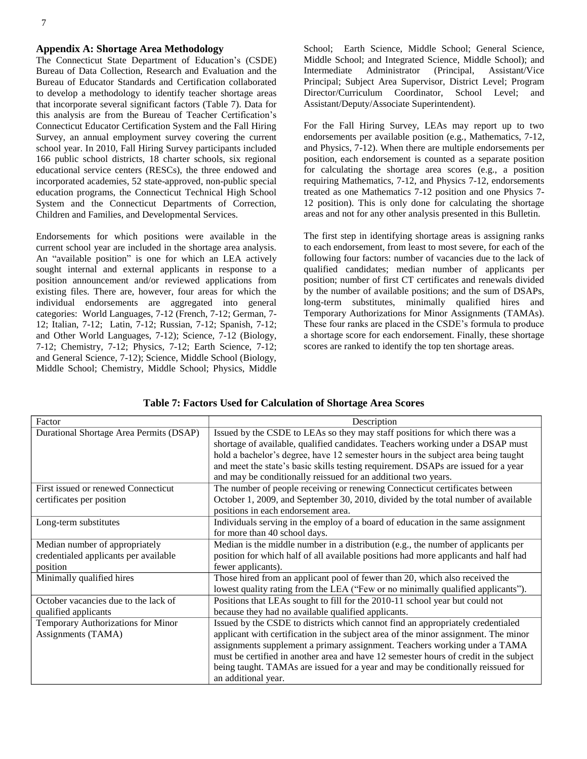## Appendix A: Shortage Area Methodology

The Connecticut State Department of Education's (CSDE) Bureau of Data Collection, Research and Evaluation and the Bureau of Educator Standards and Certification collaborated to develop a methodology to identify teacher shortage areas that incorporate several significant factors (Table 7). Data for this analysis are from the Bureau of Teacher Certification's Connecticut Educator Certification System and the Fall Hiring Survey, an annual employment survey covering the current school year. In 2010, Fall Hiring Survey participants included 166 public school districts, 18 charter schools, six regional educational service centers (RESCs), the three endowed and incorporated academies, 52 state-approved, non-public special education programs, the Connecticut Technical High School System and the Connecticut Departments of Correction, Children and Families, and Developmental Services.

Endorsements for which positions were available in the current school year are included in the shortage area analysis. An "available position" is one for which an LEA actively sought internal and external applicants in response to a position announcement and/or reviewed applications from existing files. There are, however, four areas for which the individual endorsements are aggregated into general categories: World Languages, 7-12 (French, 7-12; German, 7-12; Italian, 7-12; Latin, 7-12; Russian, 7-12; Spanish, 7-12; and Other World Languages, 7-12); Science, 7-12 (Biology, 7-12; Chemistry, 7-12; Physics, 7-12; Earth Science, 7-12; and General Science, 7-12); Science, Middle School (Biology, Middle School; Chemistry, Middle School; Physics, Middle School; Earth Science, Middle School; General Science, Middle School; and Integrated Science, Middle School); and Intermediate Administrator (Principal, Assistant/Vice Principal; Subject Area Supervisor, District Level; Program Director/Curriculum Coordinator, School Level; and Assistant/Deputy/Associate Superintendent).

For the Fall Hiring Survey, LEAs may report up to two endorsements per available position (e.g., Mathematics, 7-12, and Physics, 7-12). When there are multiple endorsements per position, each endorsement is counted as a separate position for calculating the shortage area scores (e.g., a position requiring Mathematics, 7-12, and Physics 7-12, endorsements treated as one Mathematics 7-12 position and one Physics 7-12 position). This is only done for calculating the shortage areas and not for any other analysis presented in this Bulletin.

The first step in identifying shortage areas is assigning ranks to each endorsement, from least to most severe, for each of the following four factors: number of vacancies due to the lack of qualified candidates; median number of applicants per position; number of first CT certificates and renewals divided by the number of available positions; and the sum of DSAPs, long-term substitutes, minimally qualified hires and Temporary Authorizations for Minor Assignments (TAMAs). These four ranks are placed in the CSDE's formula to produce a shortage score for each endorsement. Finally, these shortage scores are ranked to identify the top ten shortage areas.

**Table 7: Factors Used for Calculation of Shortage Area Scores**

| Factor | Description |
|---|---|
| Durational Shortage Area Permits (DSAP) | Issued by the CSDE to LEAs so they may staff positions for which there was a shortage of available, qualified candidates. Teachers working under a DSAP must hold a bachelor's degree, have 12 semester hours in the subject area being taught and meet the state's basic skills testing requirement. DSAPs are issued for a year and may be conditionally reissued for an additional two years. |
| First issued or renewed Connecticut certificates per position | The number of people receiving or renewing Connecticut certificates between October 1, 2009, and September 30, 2010, divided by the total number of available positions in each endorsement area. |
| Long-term substitutes | Individuals serving in the employ of a board of education in the same assignment for more than 40 school days. |
| Median number of appropriately credentialed applicants per available position | Median is the middle number in a distribution (e.g., the number of applicants per position for which half of all available positions had more applicants and half had fewer applicants). |
| Minimally qualified hires | Those hired from an applicant pool of fewer than 20, which also received the lowest quality rating from the LEA ("Few or no minimally qualified applicants"). |
| October vacancies due to the lack of qualified applicants | Positions that LEAs sought to fill for the 2010-11 school year but could not because they had no available qualified applicants. |
| Temporary Authorizations for Minor Assignments (TAMA) | Issued by the CSDE to districts which cannot find an appropriately credentialed applicant with certification in the subject area of the minor assignment. The minor assignments supplement a primary assignment. Teachers working under a TAMA must be certified in another area and have 12 semester hours of credit in the subject being taught. TAMAs are issued for a year and may be conditionally reissued for an additional year. |